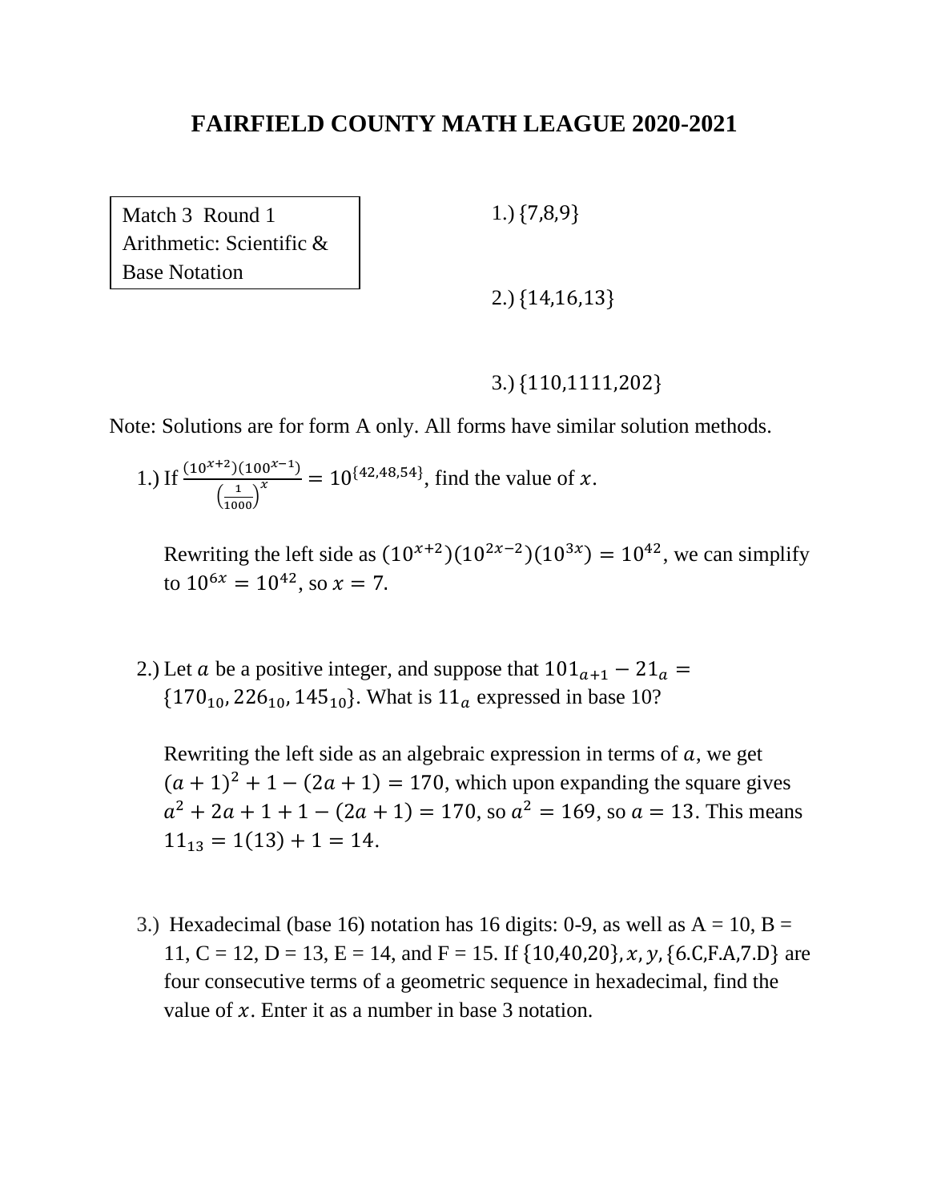# FAIRFIELD COUNTY MATH LEAGUE 2020-2021

Match 3 Round 1
Arithmetic: Scientific & Base Notation

1.) {7,8,9}

2.) {14,16,13}

3.) {110,1111,202}

Note: Solutions are for form A only. All forms have similar solution methods.

1.) If $\frac{(10^{x+2})(100^{x-1})}{\left(\frac{1}{1000}\right)^x} = 10^{\{42,48,54\}}$, find the value of $x$.

Rewriting the left side as $(10^{x+2})(10^{2x-2})(10^{3x}) = 10^{42}$, we can simplify to $10^{6x} = 10^{42}$, so $x = 7$.

2.) Let $a$ be a positive integer, and suppose that $101_{a+1} - 21_a = \{170_{10}, 226_{10}, 145_{10}\}$. What is $11_a$ expressed in base 10?

Rewriting the left side as an algebraic expression in terms of $a$, we get $(a+1)^2 + 1 - (2a+1) = 170$, which upon expanding the square gives $a^2 + 2a + 1 + 1 - (2a+1) = 170$, so $a^2 = 169$, so $a = 13$. This means $11_{13} = 1(13) + 1 = 14$.

3.) Hexadecimal (base 16) notation has 16 digits: 0-9, as well as A = 10, B = 11, C = 12, D = 13, E = 14, and F = 15. If {10,40,20}, $x$, $y$, {6.C,F.A,7.D} are four consecutive terms of a geometric sequence in hexadecimal, find the value of $x$. Enter it as a number in base 3 notation.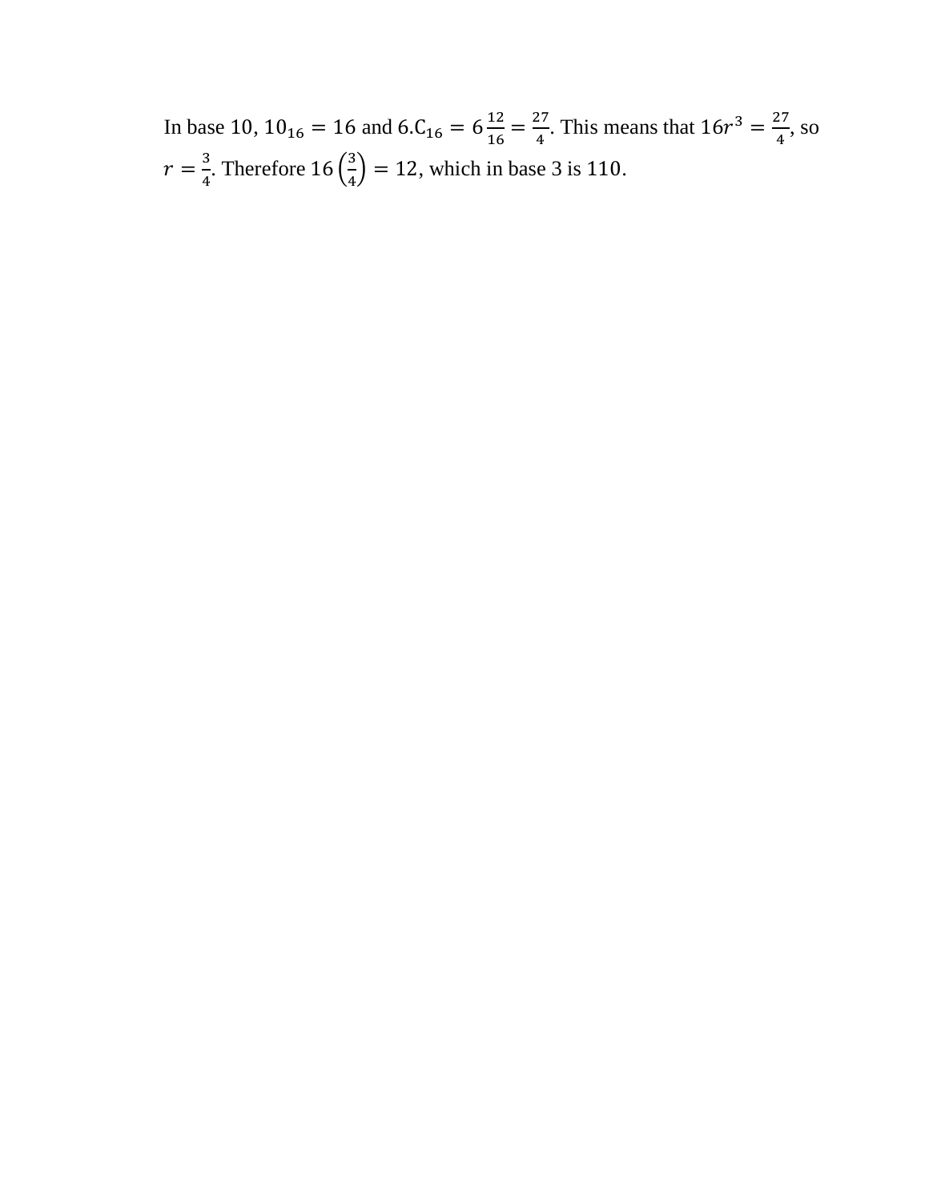In base 10, $10_{16} = 16$ and $6.\text{C}_{16} = 6\frac{12}{16} = \frac{27}{4}$. This means that $16r^3 = \frac{27}{4}$, so $r = \frac{3}{4}$. Therefore $16\left(\frac{3}{4}\right) = 12$, which in base 3 is $110$.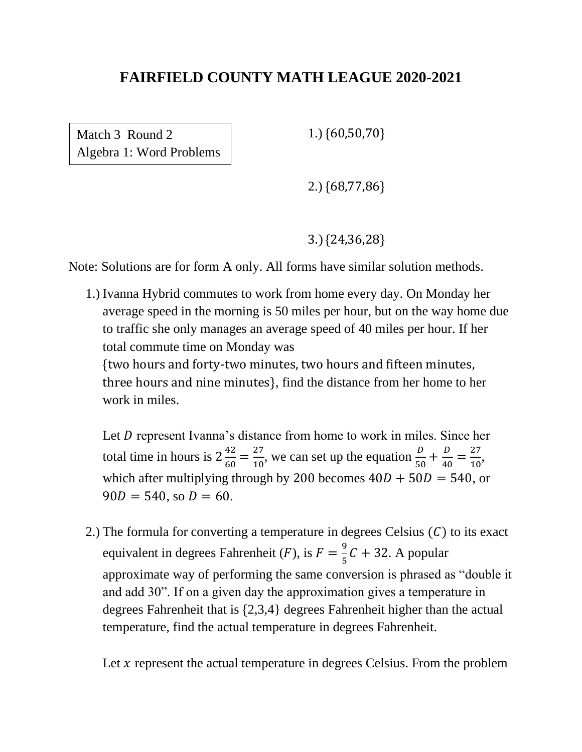# FAIRFIELD COUNTY MATH LEAGUE 2020-2021

Match 3 Round 2
Algebra 1: Word Problems

1.) $\{60,50,70\}$

2.) $\{68,77,86\}$

3.) $\{24,36,28\}$

Note: Solutions are for form A only. All forms have similar solution methods.

1.) Ivanna Hybrid commutes to work from home every day. On Monday her average speed in the morning is 50 miles per hour, but on the way home due to traffic she only manages an average speed of 40 miles per hour. If her total commute time on Monday was $\{\text{two hours and forty-two minutes, two hours and fifteen minutes, three hours and nine minutes}\}$, find the distance from her home to her work in miles.

Let $D$ represent Ivanna's distance from home to work in miles. Since her total time in hours is $2\frac{42}{60} = \frac{27}{10}$, we can set up the equation $\frac{D}{50} + \frac{D}{40} = \frac{27}{10}$, which after multiplying through by $200$ becomes $40D + 50D = 540$, or $90D = 540$, so $D = 60$.

2.) The formula for converting a temperature in degrees Celsius $(C)$ to its exact equivalent in degrees Fahrenheit $(F)$, is $F = \frac{9}{5}C + 32$. A popular approximate way of performing the same conversion is phrased as "double it and add 30". If on a given day the approximation gives a temperature in degrees Fahrenheit that is $\{2,3,4\}$ degrees Fahrenheit higher than the actual temperature, find the actual temperature in degrees Fahrenheit.

Let $x$ represent the actual temperature in degrees Celsius. From the problem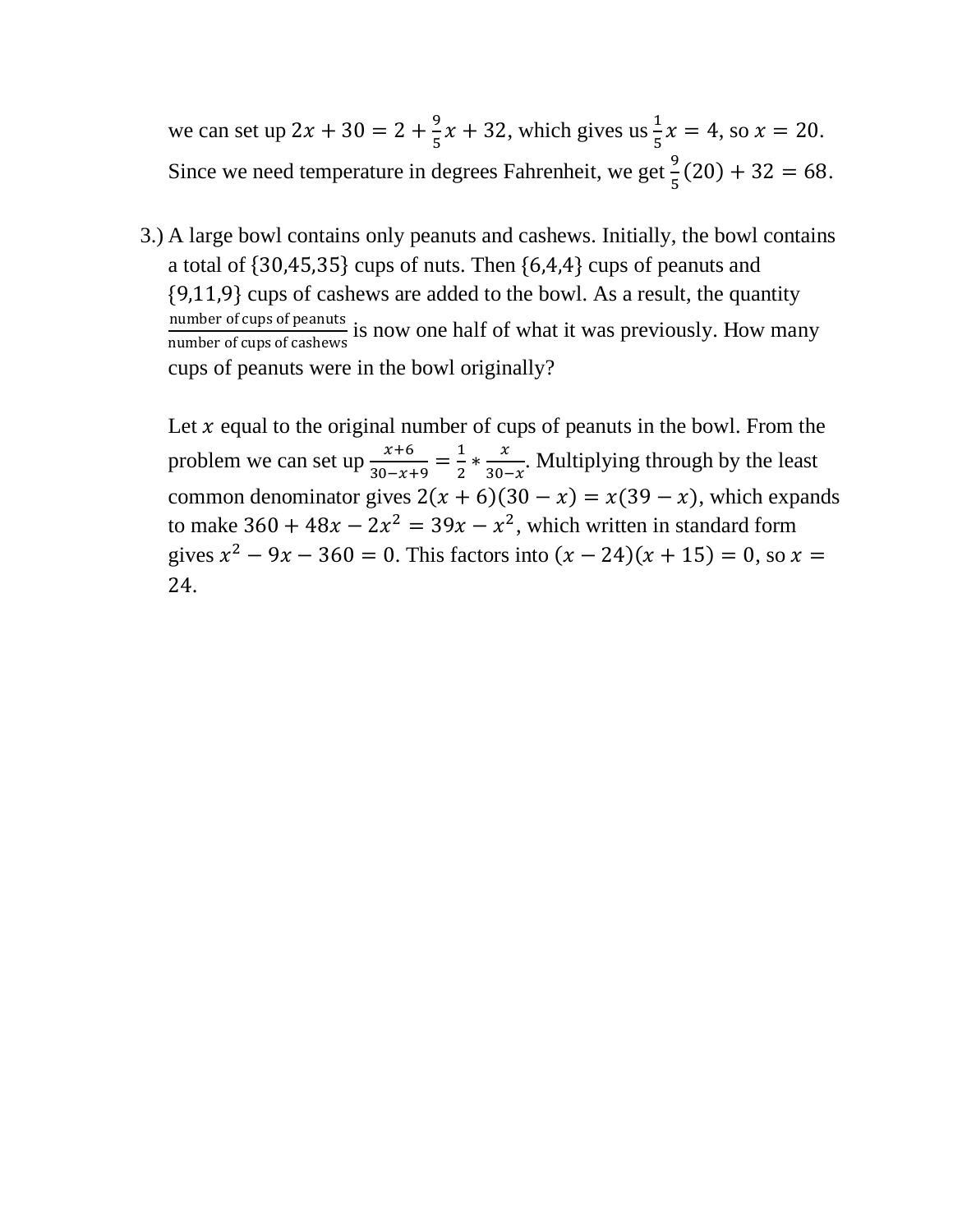we can set up $2x + 30 = 2 + \frac{9}{5}x + 32$, which gives us $\frac{1}{5}x = 4$, so $x = 20$. Since we need temperature in degrees Fahrenheit, we get $\frac{9}{5}(20) + 32 = 68$.

3.) A large bowl contains only peanuts and cashews. Initially, the bowl contains a total of {30,45,35} cups of nuts. Then {6,4,4} cups of peanuts and {9,11,9} cups of cashews are added to the bowl. As a result, the quantity $\frac{\text{number of cups of peanuts}}{\text{number of cups of cashews}}$ is now one half of what it was previously. How many cups of peanuts were in the bowl originally?

Let $x$ equal to the original number of cups of peanuts in the bowl. From the problem we can set up $\frac{x+6}{30-x+9} = \frac{1}{2} * \frac{x}{30-x}$. Multiplying through by the least common denominator gives $2(x + 6)(30 - x) = x(39 - x)$, which expands to make $360 + 48x - 2x^2 = 39x - x^2$, which written in standard form gives $x^2 - 9x - 360 = 0$. This factors into $(x - 24)(x + 15) = 0$, so $x = 24$.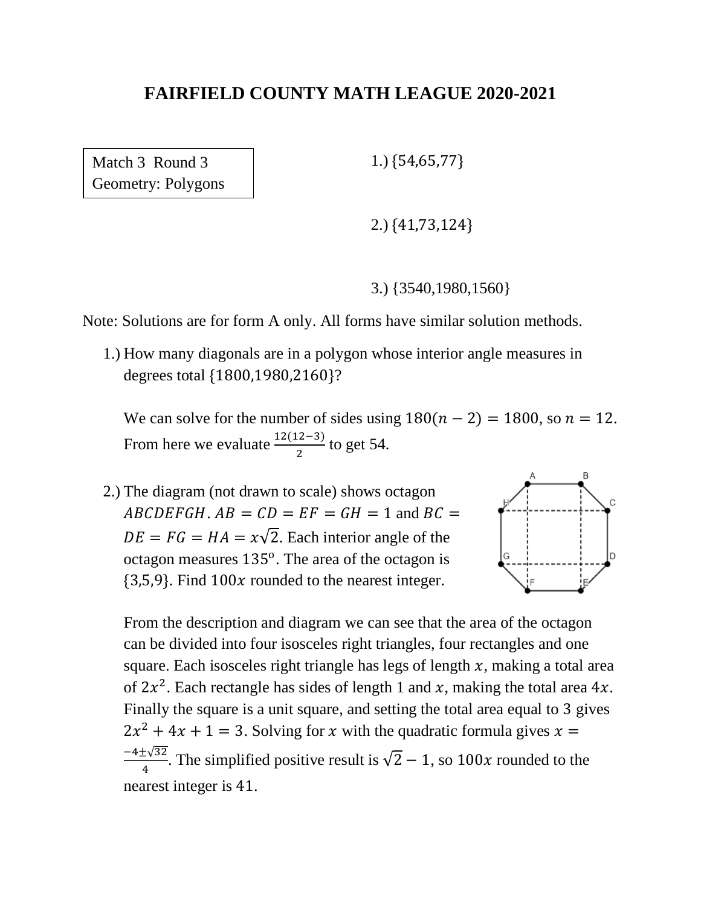# FAIRFIELD COUNTY MATH LEAGUE 2020-2021

Match 3 Round 3
Geometry: Polygons

1.) $\{54,65,77\}$

2.) $\{41,73,124\}$

3.) $\{3540,1980,1560\}$

Note: Solutions are for form A only. All forms have similar solution methods.

1.) How many diagonals are in a polygon whose interior angle measures in degrees total $\{1800,1980,2160\}$?

We can solve for the number of sides using $180(n-2)=1800$, so $n=12$. From here we evaluate $\frac{12(12-3)}{2}$ to get 54.

2.) The diagram (not drawn to scale) shows octagon $ABCDEFGH$. $AB=CD=EF=GH=1$ and $BC=DE=FG=HA=x\sqrt{2}$. Each interior angle of the octagon measures $135^{\circ}$. The area of the octagon is $\{3,5,9\}$. Find $100x$ rounded to the nearest integer.

From the description and diagram we can see that the area of the octagon can be divided into four isosceles right triangles, four rectangles and one square. Each isosceles right triangle has legs of length $x$, making a total area of $2x^2$. Each rectangle has sides of length 1 and $x$, making the total area $4x$. Finally the square is a unit square, and setting the total area equal to 3 gives $2x^2+4x+1=3$. Solving for $x$ with the quadratic formula gives $x=\frac{-4\pm\sqrt{32}}{4}$. The simplified positive result is $\sqrt{2}-1$, so $100x$ rounded to the nearest integer is 41.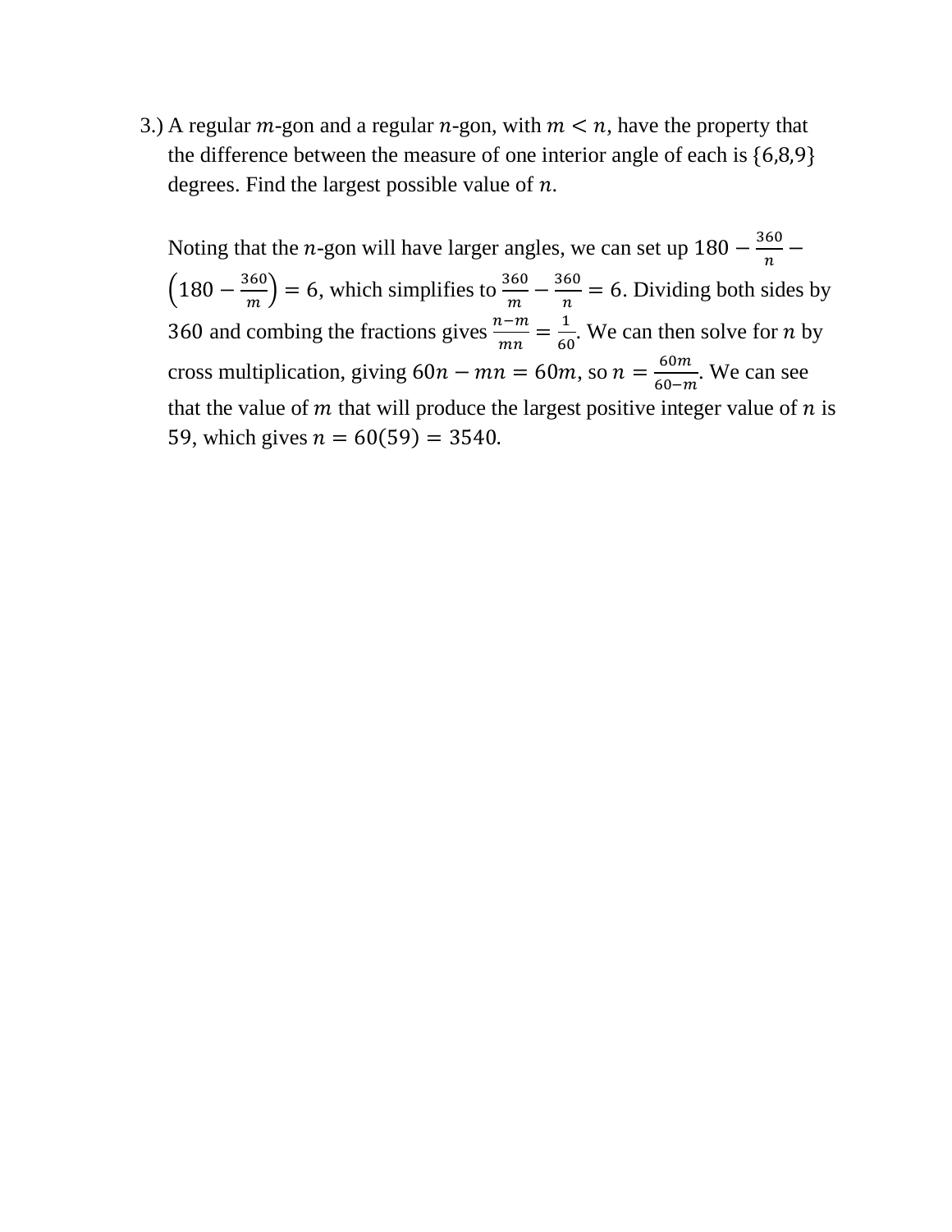3.) A regular $m$-gon and a regular $n$-gon, with $m < n$, have the property that the difference between the measure of one interior angle of each is $\{6,8,9\}$ degrees. Find the largest possible value of $n$.

Noting that the $n$-gon will have larger angles, we can set up $180 - \frac{360}{n} - \left(180 - \frac{360}{m}\right) = 6$, which simplifies to $\frac{360}{m} - \frac{360}{n} = 6$. Dividing both sides by $360$ and combing the fractions gives $\frac{n-m}{mn} = \frac{1}{60}$. We can then solve for $n$ by cross multiplication, giving $60n - mn = 60m$, so $n = \frac{60m}{60-m}$. We can see that the value of $m$ that will produce the largest positive integer value of $n$ is $59$, which gives $n = 60(59) = 3540$.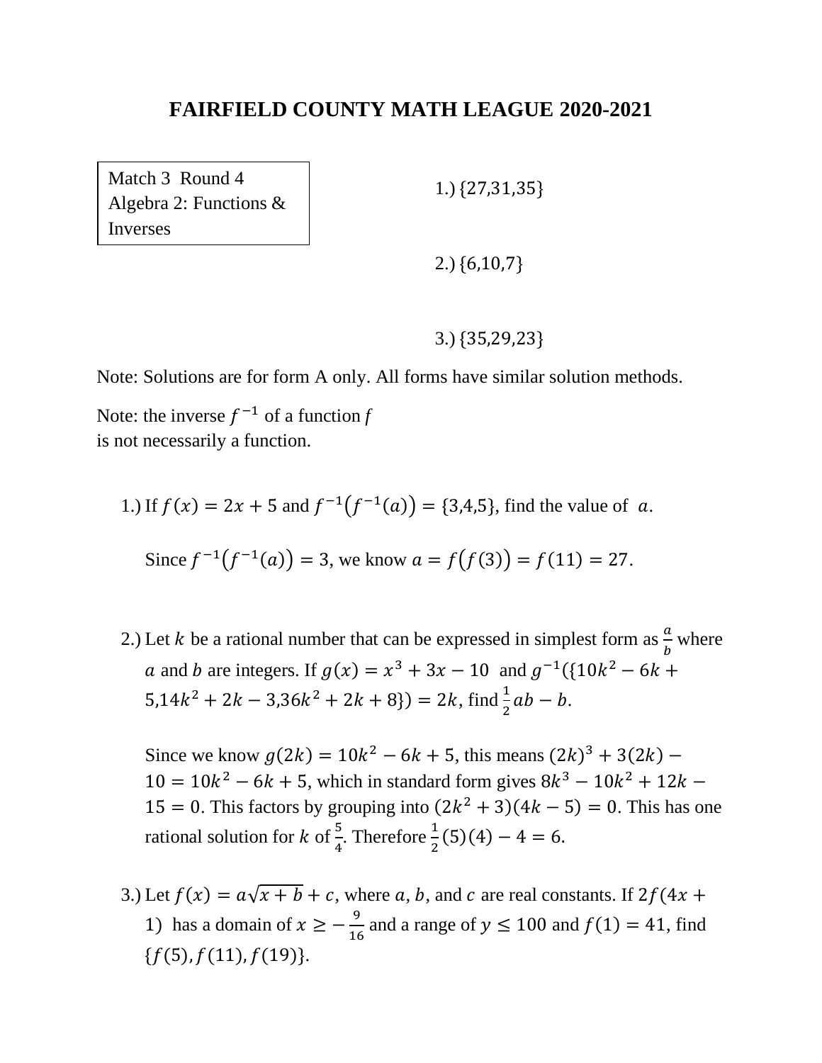# FAIRFIELD COUNTY MATH LEAGUE 2020-2021

Match 3 Round 4
Algebra 2: Functions & Inverses

1.) $\{27,31,35\}$

2.) $\{6,10,7\}$

3.) $\{35,29,23\}$

Note: Solutions are for form A only. All forms have similar solution methods.

Note: the inverse $f^{-1}$ of a function $f$ is not necessarily a function.

1.) If $f(x) = 2x + 5$ and $f^{-1}(f^{-1}(a)) = \{3,4,5\}$, find the value of $a$.

Since $f^{-1}(f^{-1}(a)) = 3$, we know $a = f(f(3)) = f(11) = 27$.

2.) Let $k$ be a rational number that can be expressed in simplest form as $\frac{a}{b}$ where $a$ and $b$ are integers. If $g(x) = x^3 + 3x - 10$ and $g^{-1}(\{10k^2 - 6k + 5, 14k^2 + 2k - 3, 36k^2 + 2k + 8\}) = 2k$, find $\frac{1}{2}ab - b$.

Since we know $g(2k) = 10k^2 - 6k + 5$, this means $(2k)^3 + 3(2k) - 10 = 10k^2 - 6k + 5$, which in standard form gives $8k^3 - 10k^2 + 12k - 15 = 0$. This factors by grouping into $(2k^2 + 3)(4k - 5) = 0$. This has one rational solution for $k$ of $\frac{5}{4}$. Therefore $\frac{1}{2}(5)(4) - 4 = 6$.

3.) Let $f(x) = a\sqrt{x + b} + c$, where $a$, $b$, and $c$ are real constants. If $2f(4x + 1)$ has a domain of $x \geq -\frac{9}{16}$ and a range of $y \leq 100$ and $f(1) = 41$, find $\{f(5), f(11), f(19)\}$.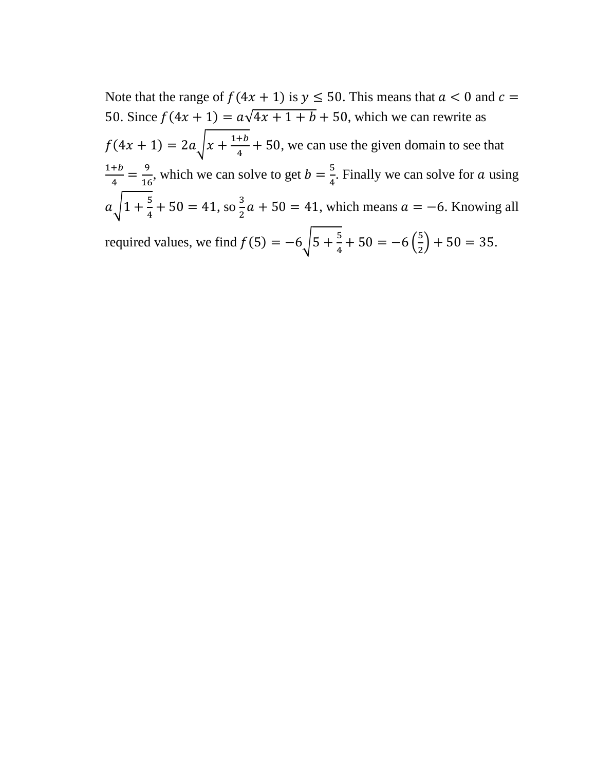Note that the range of $f(4x+1)$ is $y \leq 50$. This means that $a < 0$ and $c = 50$. Since $f(4x+1) = a\sqrt{4x+1+b} + 50$, which we can rewrite as $f(4x+1) = 2a\sqrt{x + \frac{1+b}{4}} + 50$, we can use the given domain to see that $\frac{1+b}{4} = \frac{9}{16}$, which we can solve to get $b = \frac{5}{4}$. Finally we can solve for $a$ using $a\sqrt{1 + \frac{5}{4}} + 50 = 41$, so $\frac{3}{2}a + 50 = 41$, which means $a = -6$. Knowing all required values, we find $f(5) = -6\sqrt{5 + \frac{5}{4}} + 50 = -6\left(\frac{5}{2}\right) + 50 = 35$.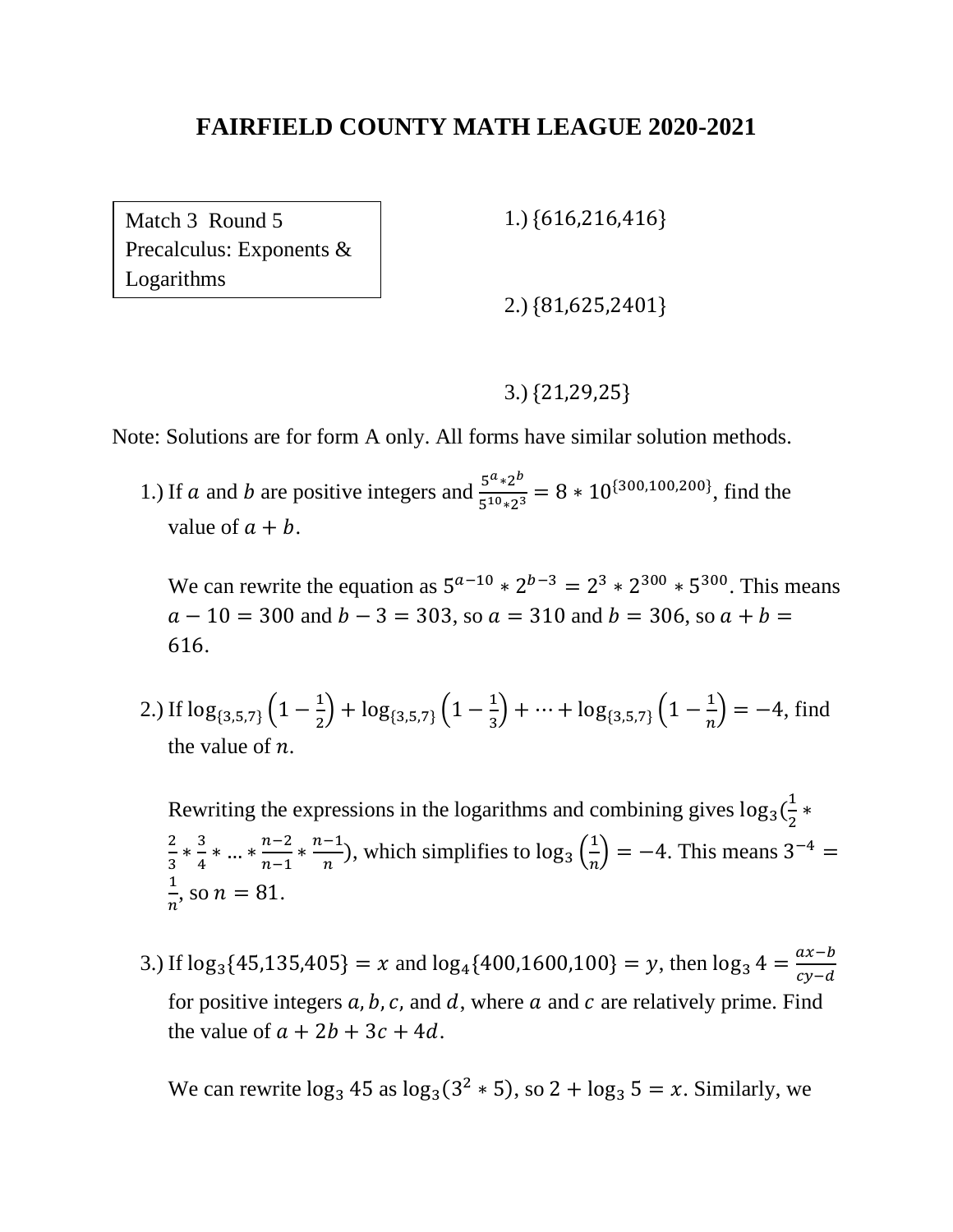# FAIRFIELD COUNTY MATH LEAGUE 2020-2021

Match 3 Round 5
Precalculus: Exponents & Logarithms

1.) $\{616, 216, 416\}$

2.) $\{81, 625, 2401\}$

3.) $\{21, 29, 25\}$

Note: Solutions are for form A only. All forms have similar solution methods.

1.) If $a$ and $b$ are positive integers and $\frac{5^a * 2^b}{5^{10} * 2^3} = 8 * 10^{\{300,100,200\}}$, find the value of $a + b$.

We can rewrite the equation as $5^{a-10} * 2^{b-3} = 2^3 * 2^{300} * 5^{300}$. This means $a - 10 = 300$ and $b - 3 = 303$, so $a = 310$ and $b = 306$, so $a + b = 616$.

2.) If $\log_{\{3,5,7\}}\left(1 - \frac{1}{2}\right) + \log_{\{3,5,7\}}\left(1 - \frac{1}{3}\right) + \cdots + \log_{\{3,5,7\}}\left(1 - \frac{1}{n}\right) = -4$, find the value of $n$.

Rewriting the expressions in the logarithms and combining gives $\log_3\left(\frac{1}{2} * \frac{2}{3} * \frac{3}{4} * \ldots * \frac{n-2}{n-1} * \frac{n-1}{n}\right)$, which simplifies to $\log_3\left(\frac{1}{n}\right) = -4$. This means $3^{-4} = \frac{1}{n}$, so $n = 81$.

3.) If $\log_3\{45, 135, 405\} = x$ and $\log_4\{400, 1600, 100\} = y$, then $\log_3 4 = \frac{ax - b}{cy - d}$ for positive integers $a, b, c,$ and $d$, where $a$ and $c$ are relatively prime. Find the value of $a + 2b + 3c + 4d$.

We can rewrite $\log_3 45$ as $\log_3(3^2 * 5)$, so $2 + \log_3 5 = x$. Similarly, we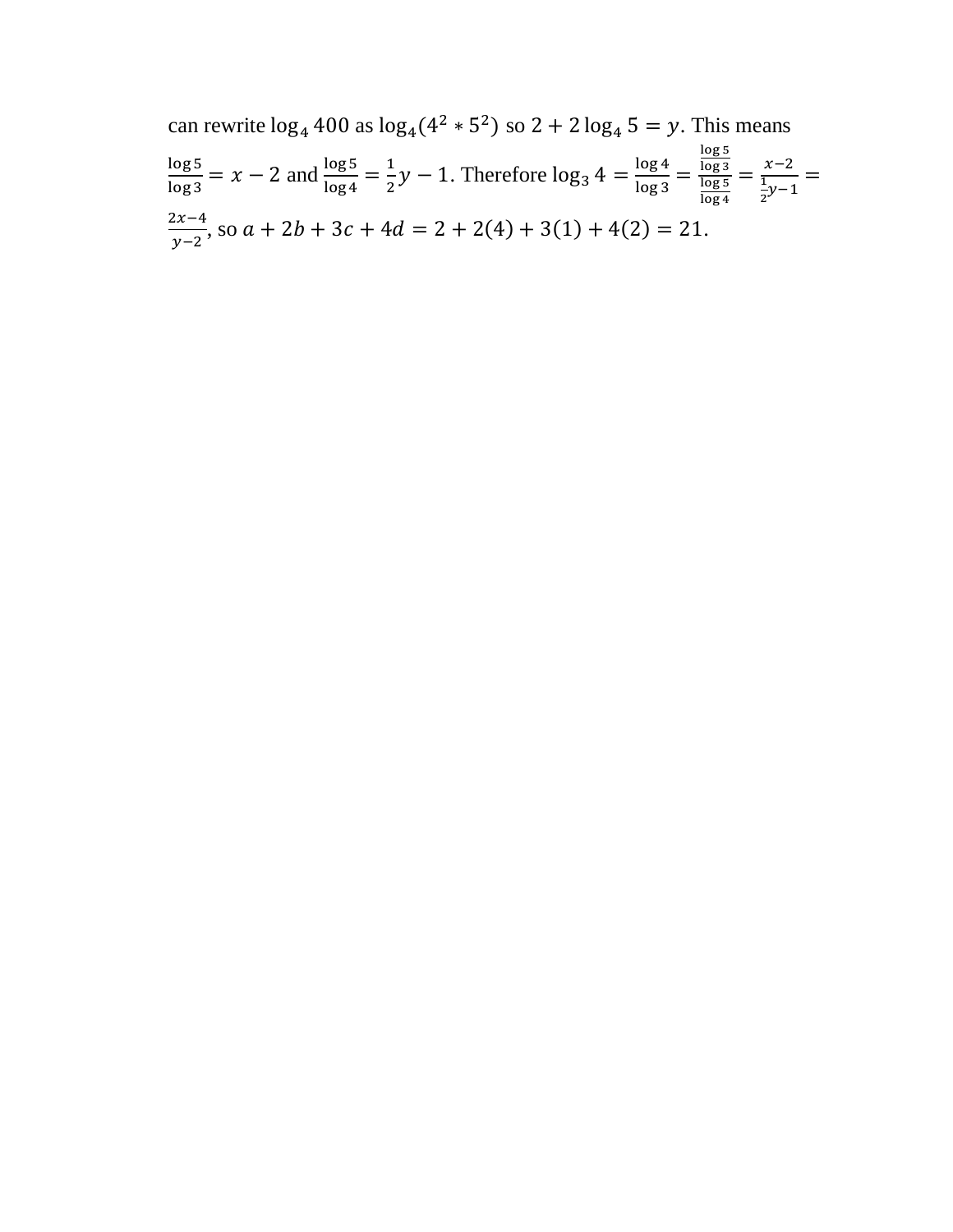can rewrite $\log_4 400$ as $\log_4(4^2 * 5^2)$ so $2 + 2\log_4 5 = y$. This means $\frac{\log 5}{\log 3} = x - 2$ and $\frac{\log 5}{\log 4} = \frac{1}{2}y - 1$. Therefore $\log_3 4 = \frac{\log 4}{\log 3} = \frac{\frac{\log 5}{\log 3}}{\frac{\log 5}{\log 4}} = \frac{x-2}{\frac{1}{2}y-1} = \frac{2x-4}{y-2}$, so $a + 2b + 3c + 4d = 2 + 2(4) + 3(1) + 4(2) = 21$.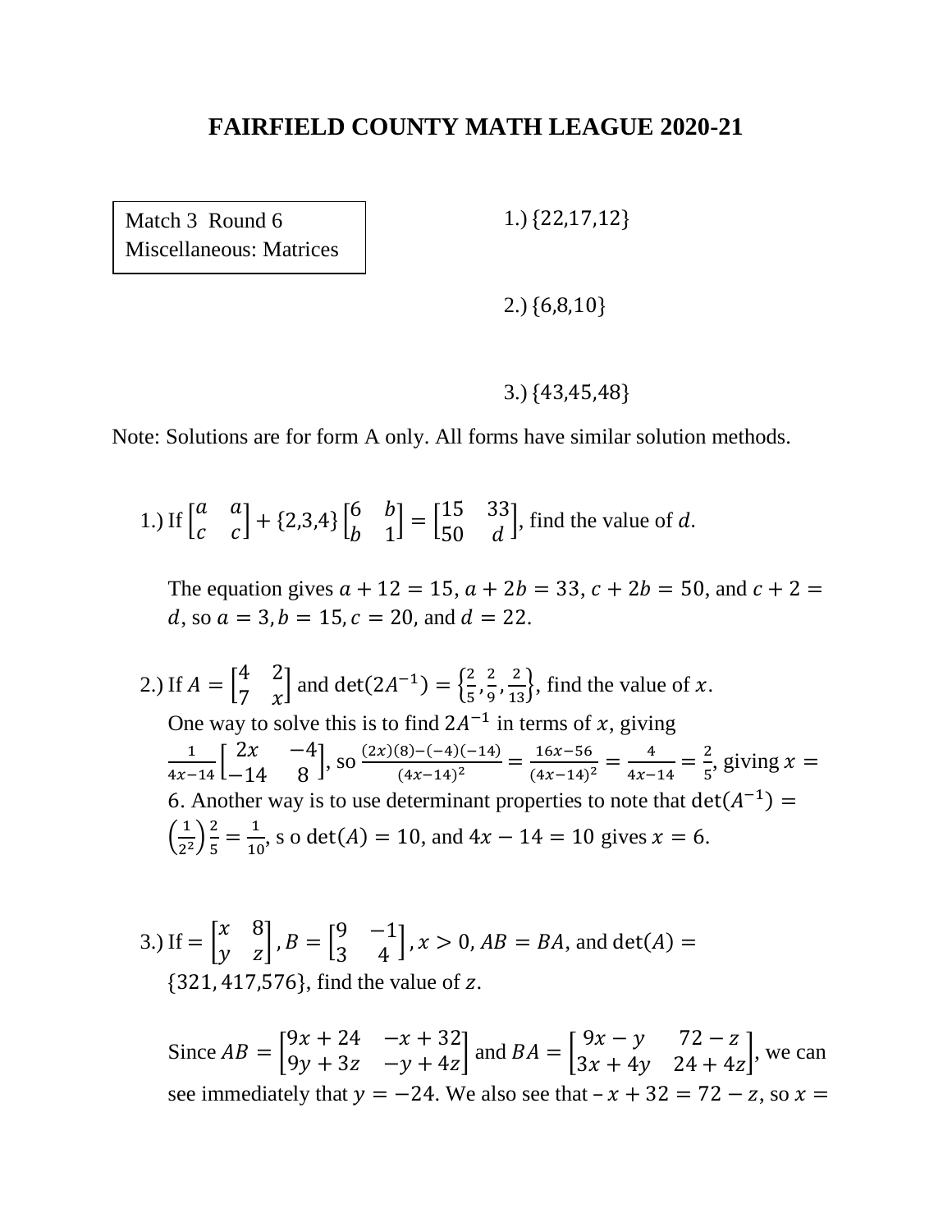# FAIRFIELD COUNTY MATH LEAGUE 2020-21

Match 3 Round 6
Miscellaneous: Matrices

1.) $\{22,17,12\}$

2.) $\{6,8,10\}$

3.) $\{43,45,48\}$

Note: Solutions are for form A only. All forms have similar solution methods.

1.) If $\begin{bmatrix} a & a \\ c & c \end{bmatrix} + \{2,3,4\}\begin{bmatrix} 6 & b \\ b & 1 \end{bmatrix} = \begin{bmatrix} 15 & 33 \\ 50 & d \end{bmatrix}$, find the value of $d$.

The equation gives $a + 12 = 15$, $a + 2b = 33$, $c + 2b = 50$, and $c + 2 = d$, so $a = 3, b = 15, c = 20$, and $d = 22$.

2.) If $A = \begin{bmatrix} 4 & 2 \\ 7 & x \end{bmatrix}$ and $\det(2A^{-1}) = \left\{\frac{2}{5}, \frac{2}{9}, \frac{2}{13}\right\}$, find the value of $x$.

One way to solve this is to find $2A^{-1}$ in terms of $x$, giving $\frac{1}{4x-14}\begin{bmatrix} 2x & -4 \\ -14 & 8 \end{bmatrix}$, so $\frac{(2x)(8)-(-4)(-14)}{(4x-14)^2} = \frac{16x-56}{(4x-14)^2} = \frac{4}{4x-14} = \frac{2}{5}$, giving $x = 6$. Another way is to use determinant properties to note that $\det(A^{-1}) = \left(\frac{1}{2^2}\right)\frac{2}{5} = \frac{1}{10}$, s o $\det(A) = 10$, and $4x - 14 = 10$ gives $x = 6$.

3.) If $= \begin{bmatrix} x & 8 \\ y & z \end{bmatrix}, B = \begin{bmatrix} 9 & -1 \\ 3 & 4 \end{bmatrix}, x > 0, AB = BA$, and $\det(A) = \{321, 417, 576\}$, find the value of $z$.

Since $AB = \begin{bmatrix} 9x + 24 & -x + 32 \\ 9y + 3z & -y + 4z \end{bmatrix}$ and $BA = \begin{bmatrix} 9x - y & 72 - z \\ 3x + 4y & 24 + 4z \end{bmatrix}$, we can see immediately that $y = -24$. We also see that $-x + 32 = 72 - z$, so $x =$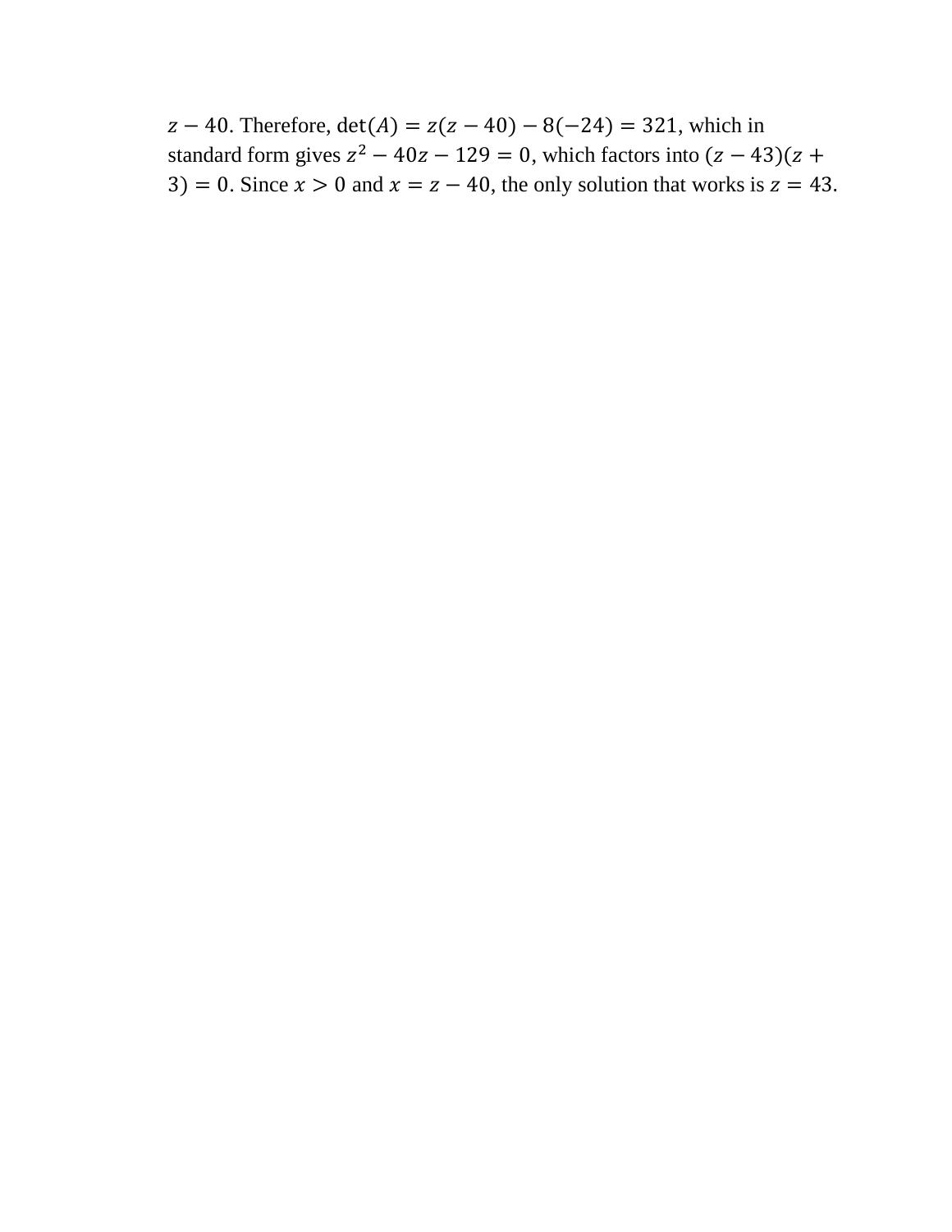$z - 40$. Therefore, $\det(A) = z(z - 40) - 8(-24) = 321$, which in standard form gives $z^2 - 40z - 129 = 0$, which factors into $(z - 43)(z + 3) = 0$. Since $x > 0$ and $x = z - 40$, the only solution that works is $z = 43$.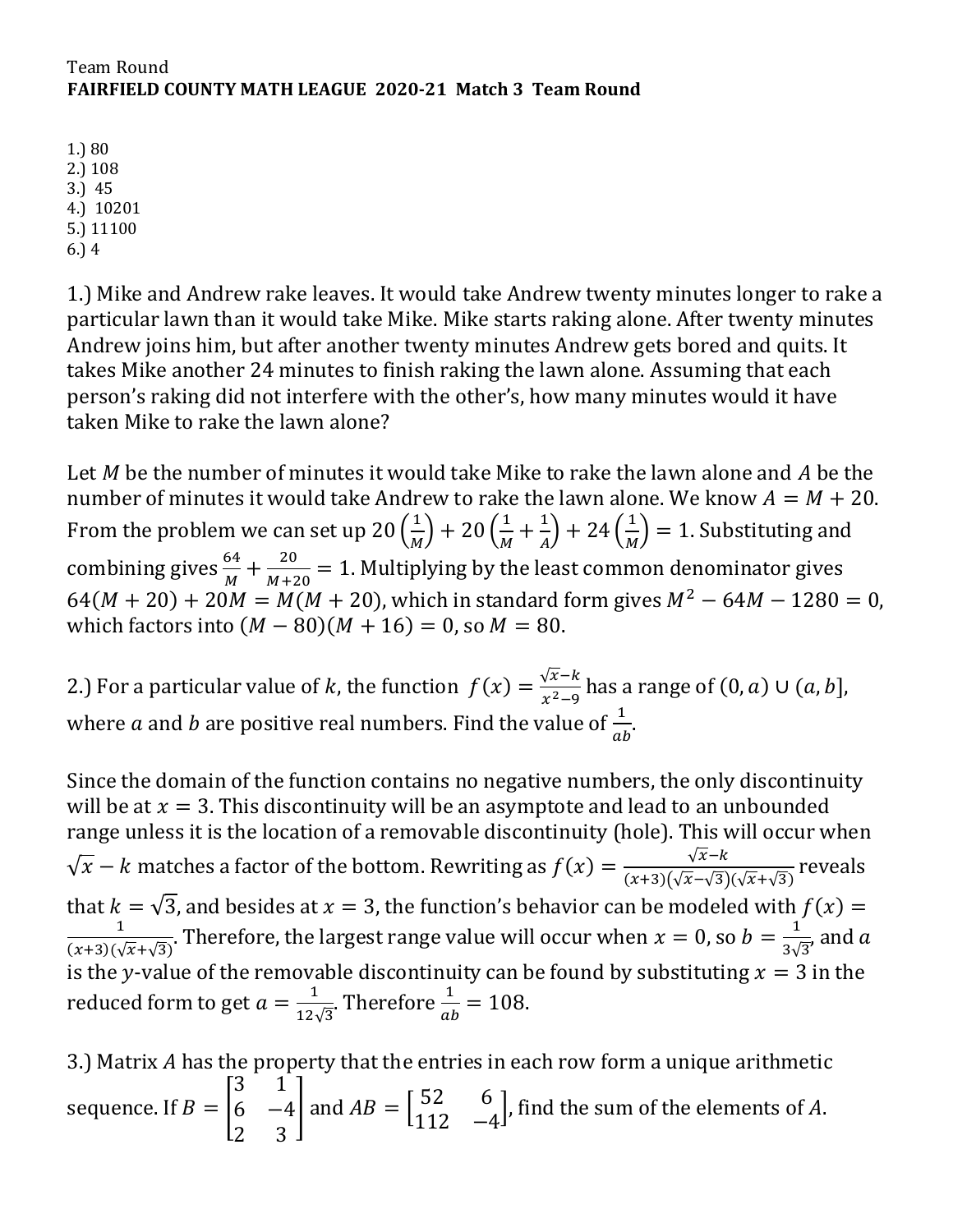Team Round
**FAIRFIELD COUNTY MATH LEAGUE 2020-21 Match 3 Team Round**

1.) 80
2.) 108
3.) 45
4.) 10201
5.) 11100
6.) 4

1.) Mike and Andrew rake leaves. It would take Andrew twenty minutes longer to rake a particular lawn than it would take Mike. Mike starts raking alone. After twenty minutes Andrew joins him, but after another twenty minutes Andrew gets bored and quits. It takes Mike another 24 minutes to finish raking the lawn alone. Assuming that each person's raking did not interfere with the other's, how many minutes would it have taken Mike to rake the lawn alone?

Let $M$ be the number of minutes it would take Mike to rake the lawn alone and $A$ be the number of minutes it would take Andrew to rake the lawn alone. We know $A = M + 20$. From the problem we can set up $20\left(\frac{1}{M}\right) + 20\left(\frac{1}{M} + \frac{1}{A}\right) + 24\left(\frac{1}{M}\right) = 1$. Substituting and combining gives $\frac{64}{M} + \frac{20}{M+20} = 1$. Multiplying by the least common denominator gives $64(M + 20) + 20M = M(M + 20)$, which in standard form gives $M^2 - 64M - 1280 = 0$, which factors into $(M - 80)(M + 16) = 0$, so $M = 80$.

2.) For a particular value of $k$, the function $f(x) = \frac{\sqrt{x}-k}{x^2-9}$ has a range of $(0, a) \cup (a, b]$, where $a$ and $b$ are positive real numbers. Find the value of $\frac{1}{ab}$.

Since the domain of the function contains no negative numbers, the only discontinuity will be at $x = 3$. This discontinuity will be an asymptote and lead to an unbounded range unless it is the location of a removable discontinuity (hole). This will occur when $\sqrt{x} - k$ matches a factor of the bottom. Rewriting as $f(x) = \frac{\sqrt{x}-k}{(x+3)(\sqrt{x}-\sqrt{3})(\sqrt{x}+\sqrt{3})}$ reveals that $k = \sqrt{3}$, and besides at $x = 3$, the function's behavior can be modeled with $f(x) = \frac{1}{(x+3)(\sqrt{x}+\sqrt{3})}$. Therefore, the largest range value will occur when $x = 0$, so $b = \frac{1}{3\sqrt{3}}$, and $a$ is the $y$-value of the removable discontinuity can be found by substituting $x = 3$ in the reduced form to get $a = \frac{1}{12\sqrt{3}}$. Therefore $\frac{1}{ab} = 108$.

3.) Matrix $A$ has the property that the entries in each row form a unique arithmetic sequence. If $B = \begin{bmatrix} 3 & 1 \\ 6 & -4 \\ 2 & 3 \end{bmatrix}$ and $AB = \begin{bmatrix} 52 & 6 \\ 112 & -4 \end{bmatrix}$, find the sum of the elements of $A$.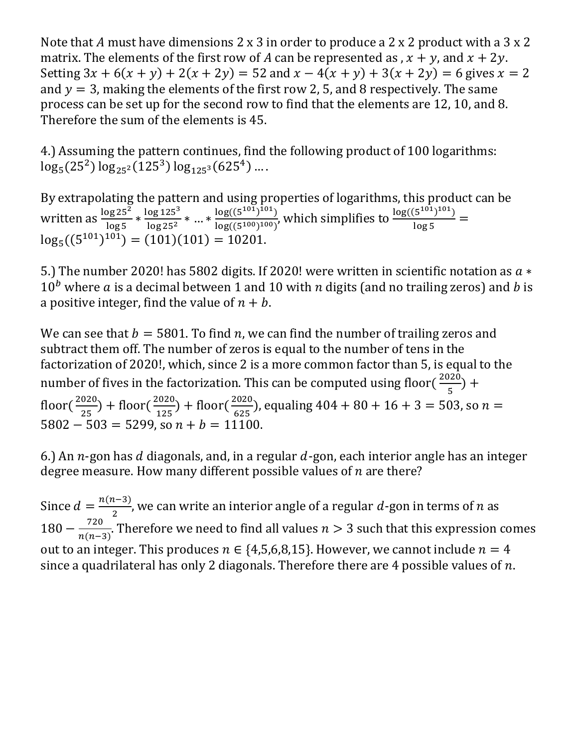Note that $A$ must have dimensions 2 x 3 in order to produce a 2 x 2 product with a 3 x 2 matrix. The elements of the first row of $A$ can be represented as , $x + y$, and $x + 2y$. Setting $3x + 6(x + y) + 2(x + 2y) = 52$ and $x - 4(x + y) + 3(x + 2y) = 6$ gives $x = 2$ and $y = 3$, making the elements of the first row 2, 5, and 8 respectively. The same process can be set up for the second row to find that the elements are 12, 10, and 8. Therefore the sum of the elements is 45.

4.) Assuming the pattern continues, find the following product of 100 logarithms: $\log_5(25^2)\log_{25^2}(125^3)\log_{125^3}(625^4)\ldots$.

By extrapolating the pattern and using properties of logarithms, this product can be written as $\frac{\log 25^2}{\log 5} * \frac{\log 125^3}{\log 25^2} * \ldots * \frac{\log((5^{101})^{101})}{\log((5^{100})^{100})}$, which simplifies to $\frac{\log((5^{101})^{101})}{\log 5} = \log_5((5^{101})^{101}) = (101)(101) = 10201$.

5.) The number 2020! has 5802 digits. If 2020! were written in scientific notation as $a * 10^b$ where $a$ is a decimal between 1 and 10 with $n$ digits (and no trailing zeros) and $b$ is a positive integer, find the value of $n + b$.

We can see that $b = 5801$. To find $n$, we can find the number of trailing zeros and subtract them off. The number of zeros is equal to the number of tens in the factorization of 2020!, which, since 2 is a more common factor than 5, is equal to the number of fives in the factorization. This can be computed using floor($\frac{2020}{5}$) + floor($\frac{2020}{25}$) + floor($\frac{2020}{125}$) + floor($\frac{2020}{625}$), equaling $404 + 80 + 16 + 3 = 503$, so $n = 5802 - 503 = 5299$, so $n + b = 11100$.

6.) An $n$-gon has $d$ diagonals, and, in a regular $d$-gon, each interior angle has an integer degree measure. How many different possible values of $n$ are there?

Since $d = \frac{n(n-3)}{2}$, we can write an interior angle of a regular $d$-gon in terms of $n$ as $180 - \frac{720}{n(n-3)}$. Therefore we need to find all values $n > 3$ such that this expression comes out to an integer. This produces $n \in \{4,5,6,8,15\}$. However, we cannot include $n = 4$ since a quadrilateral has only 2 diagonals. Therefore there are 4 possible values of $n$.